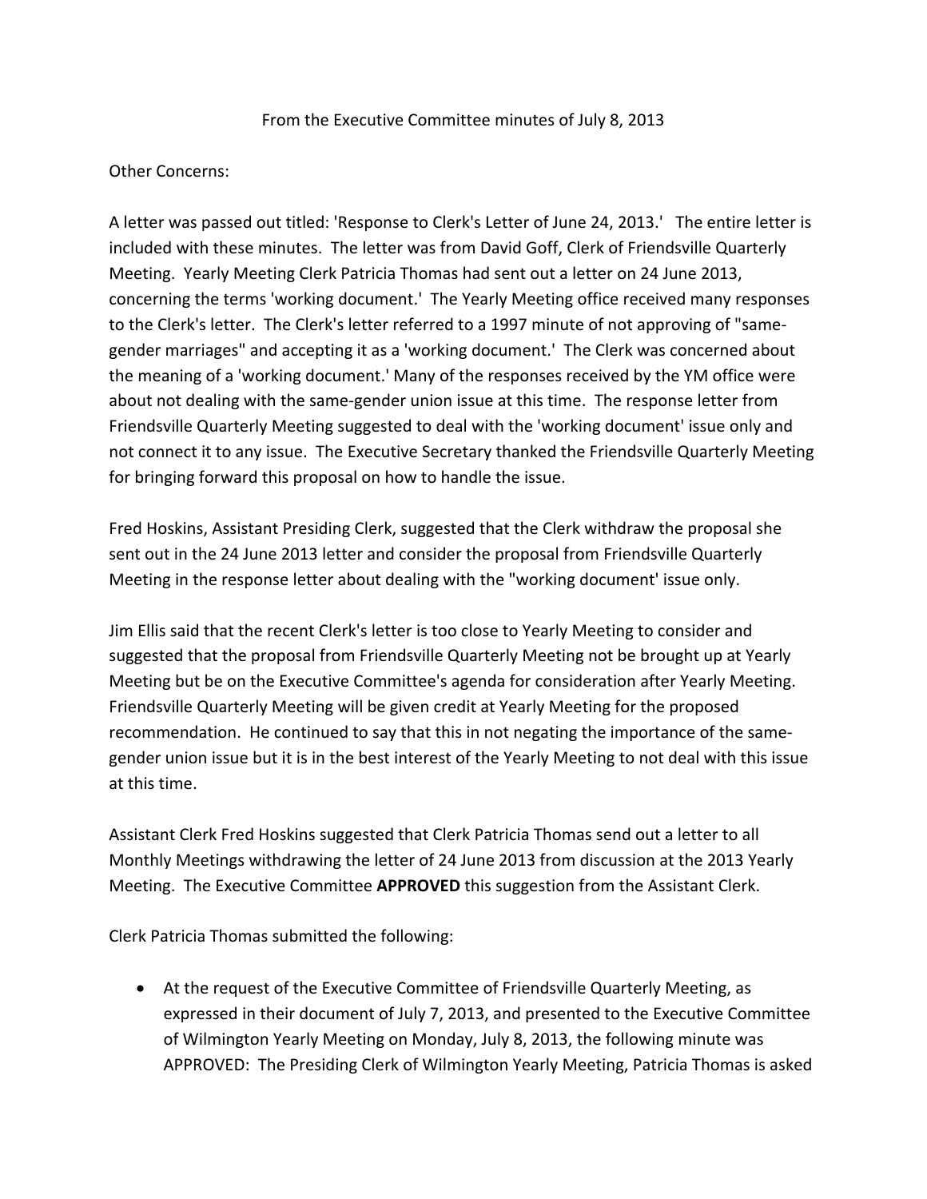From the Executive Committee minutes of July 8, 2013

Other Concerns:

A letter was passed out titled: 'Response to Clerk's Letter of June 24, 2013.' The entire letter is included with these minutes. The letter was from David Goff, Clerk of Friendsville Quarterly Meeting. Yearly Meeting Clerk Patricia Thomas had sent out a letter on 24 June 2013, concerning the terms 'working document.' The Yearly Meeting office received many responses to the Clerk's letter. The Clerk's letter referred to a 1997 minute of not approving of "same-gender marriages" and accepting it as a 'working document.' The Clerk was concerned about the meaning of a 'working document.' Many of the responses received by the YM office were about not dealing with the same-gender union issue at this time. The response letter from Friendsville Quarterly Meeting suggested to deal with the 'working document' issue only and not connect it to any issue. The Executive Secretary thanked the Friendsville Quarterly Meeting for bringing forward this proposal on how to handle the issue.

Fred Hoskins, Assistant Presiding Clerk, suggested that the Clerk withdraw the proposal she sent out in the 24 June 2013 letter and consider the proposal from Friendsville Quarterly Meeting in the response letter about dealing with the "working document' issue only.

Jim Ellis said that the recent Clerk's letter is too close to Yearly Meeting to consider and suggested that the proposal from Friendsville Quarterly Meeting not be brought up at Yearly Meeting but be on the Executive Committee's agenda for consideration after Yearly Meeting. Friendsville Quarterly Meeting will be given credit at Yearly Meeting for the proposed recommendation. He continued to say that this in not negating the importance of the same-gender union issue but it is in the best interest of the Yearly Meeting to not deal with this issue at this time.

Assistant Clerk Fred Hoskins suggested that Clerk Patricia Thomas send out a letter to all Monthly Meetings withdrawing the letter of 24 June 2013 from discussion at the 2013 Yearly Meeting. The Executive Committee **APPROVED** this suggestion from the Assistant Clerk.

Clerk Patricia Thomas submitted the following:

- At the request of the Executive Committee of Friendsville Quarterly Meeting, as expressed in their document of July 7, 2013, and presented to the Executive Committee of Wilmington Yearly Meeting on Monday, July 8, 2013, the following minute was APPROVED: The Presiding Clerk of Wilmington Yearly Meeting, Patricia Thomas is asked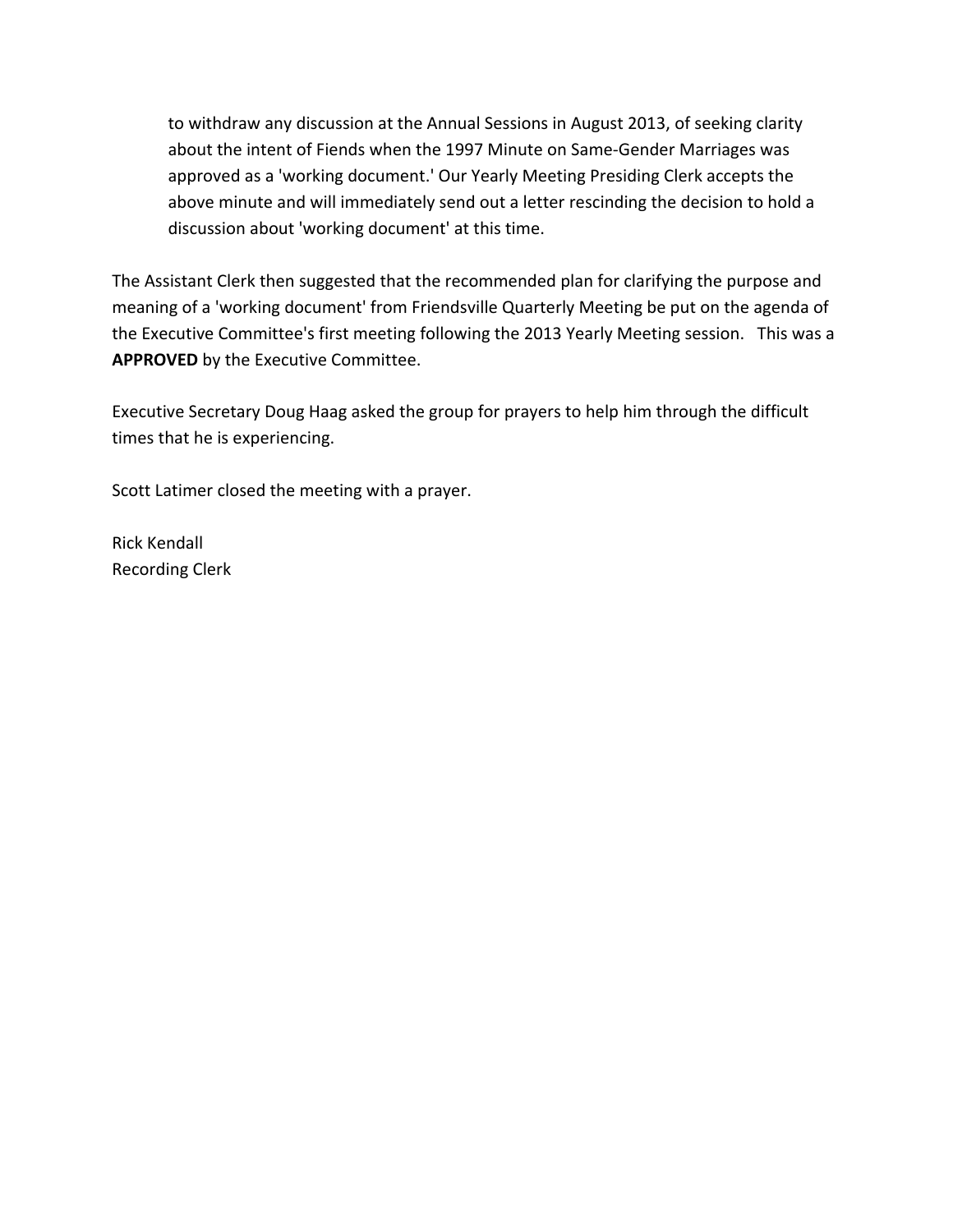> to withdraw any discussion at the Annual Sessions in August 2013, of seeking clarity about the intent of Fiends when the 1997 Minute on Same-Gender Marriages was approved as a 'working document.' Our Yearly Meeting Presiding Clerk accepts the above minute and will immediately send out a letter rescinding the decision to hold a discussion about 'working document' at this time.

The Assistant Clerk then suggested that the recommended plan for clarifying the purpose and meaning of a 'working document' from Friendsville Quarterly Meeting be put on the agenda of the Executive Committee's first meeting following the 2013 Yearly Meeting session. This was a **APPROVED** by the Executive Committee.

Executive Secretary Doug Haag asked the group for prayers to help him through the difficult times that he is experiencing.

Scott Latimer closed the meeting with a prayer.

Rick Kendall
Recording Clerk